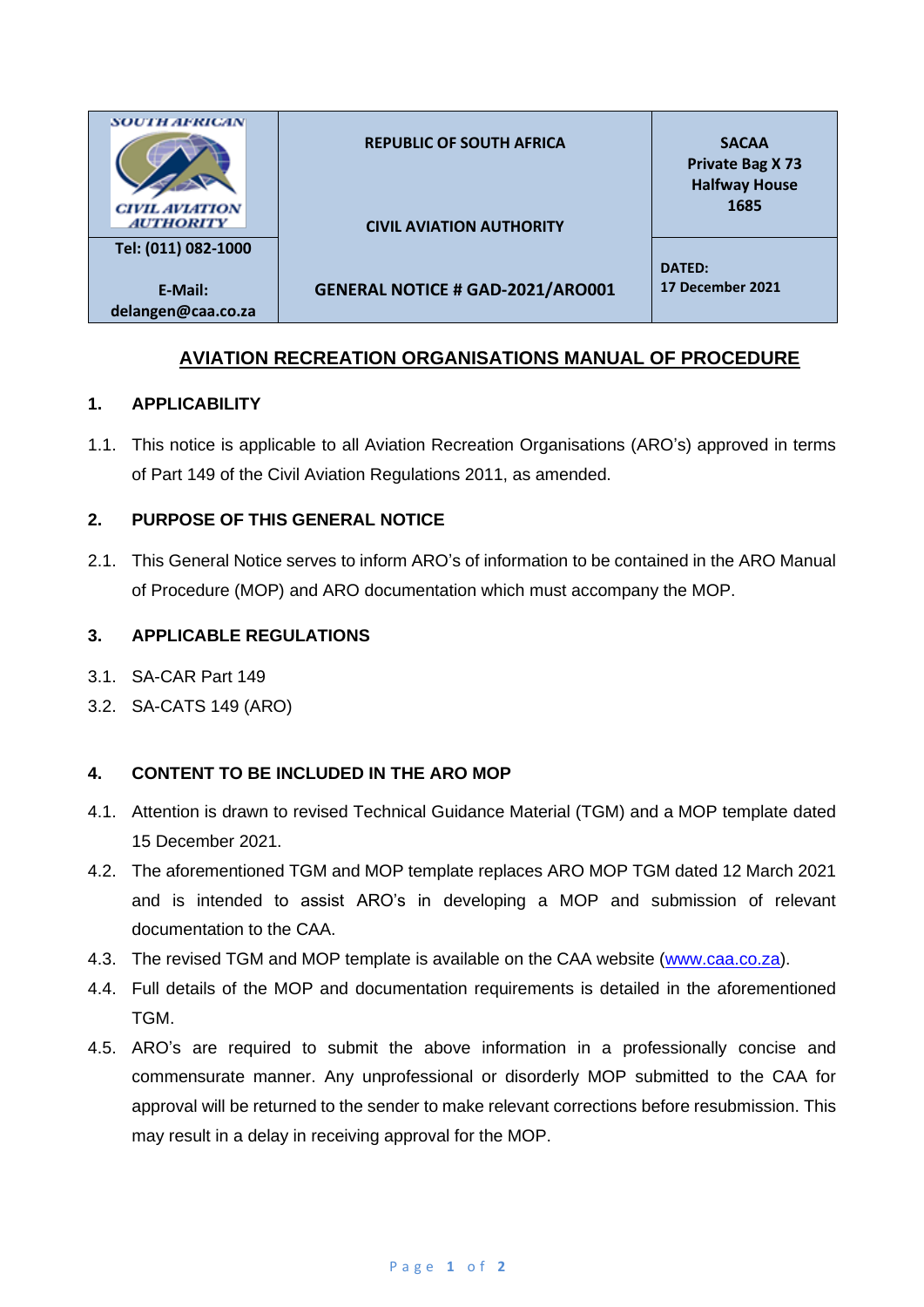| SOUTH AFRICAN CIVIL AVIATION AUTHORITY | REPUBLIC OF SOUTH AFRICA<br><br>CIVIL AVIATION AUTHORITY | SACAA<br>Private Bag X 73<br>Halfway House<br>1685 |
|---|---|---|
| Tel: (011) 082-1000<br><br>E-Mail:<br>delangen@caa.co.za | GENERAL NOTICE # GAD-2021/ARO001 | DATED:<br>17 December 2021 |

# AVIATION RECREATION ORGANISATIONS MANUAL OF PROCEDURE

## 1. APPLICABILITY

1.1. This notice is applicable to all Aviation Recreation Organisations (ARO's) approved in terms of Part 149 of the Civil Aviation Regulations 2011, as amended.

## 2. PURPOSE OF THIS GENERAL NOTICE

2.1. This General Notice serves to inform ARO's of information to be contained in the ARO Manual of Procedure (MOP) and ARO documentation which must accompany the MOP.

## 3. APPLICABLE REGULATIONS

3.1. SA-CAR Part 149

3.2. SA-CATS 149 (ARO)

## 4. CONTENT TO BE INCLUDED IN THE ARO MOP

4.1. Attention is drawn to revised Technical Guidance Material (TGM) and a MOP template dated 15 December 2021.

4.2. The aforementioned TGM and MOP template replaces ARO MOP TGM dated 12 March 2021 and is intended to assist ARO's in developing a MOP and submission of relevant documentation to the CAA.

4.3. The revised TGM and MOP template is available on the CAA website (www.caa.co.za).

4.4. Full details of the MOP and documentation requirements is detailed in the aforementioned TGM.

4.5. ARO's are required to submit the above information in a professionally concise and commensurate manner. Any unprofessional or disorderly MOP submitted to the CAA for approval will be returned to the sender to make relevant corrections before resubmission. This may result in a delay in receiving approval for the MOP.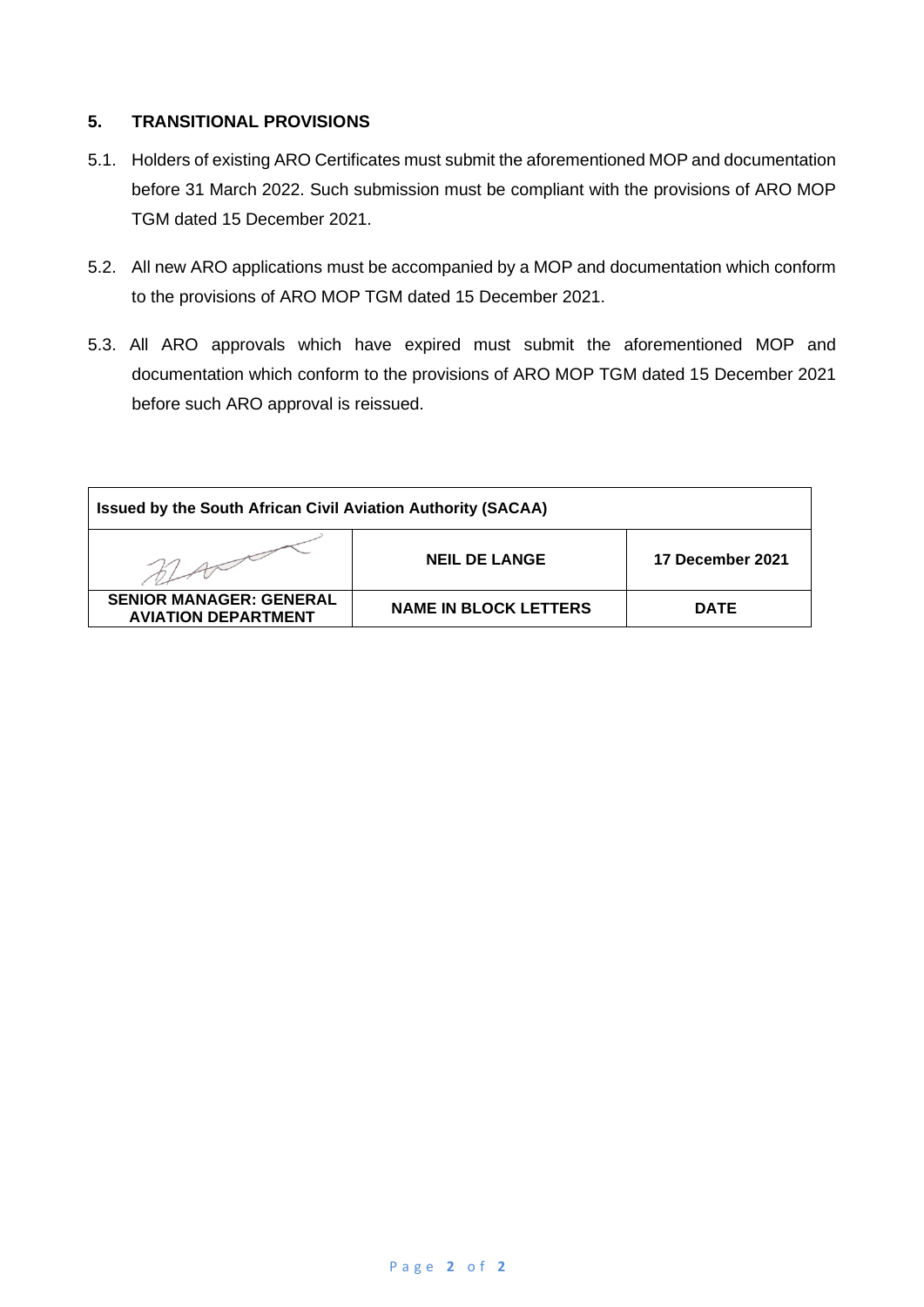## 5. TRANSITIONAL PROVISIONS

5.1. Holders of existing ARO Certificates must submit the aforementioned MOP and documentation before 31 March 2022. Such submission must be compliant with the provisions of ARO MOP TGM dated 15 December 2021.

5.2. All new ARO applications must be accompanied by a MOP and documentation which conform to the provisions of ARO MOP TGM dated 15 December 2021.

5.3. All ARO approvals which have expired must submit the aforementioned MOP and documentation which conform to the provisions of ARO MOP TGM dated 15 December 2021 before such ARO approval is reissued.

| Issued by the South African Civil Aviation Authority (SACAA) | | |
|---|---|---|
| | NEIL DE LANGE | 17 December 2021 |
| SENIOR MANAGER: GENERAL AVIATION DEPARTMENT | NAME IN BLOCK LETTERS | DATE |